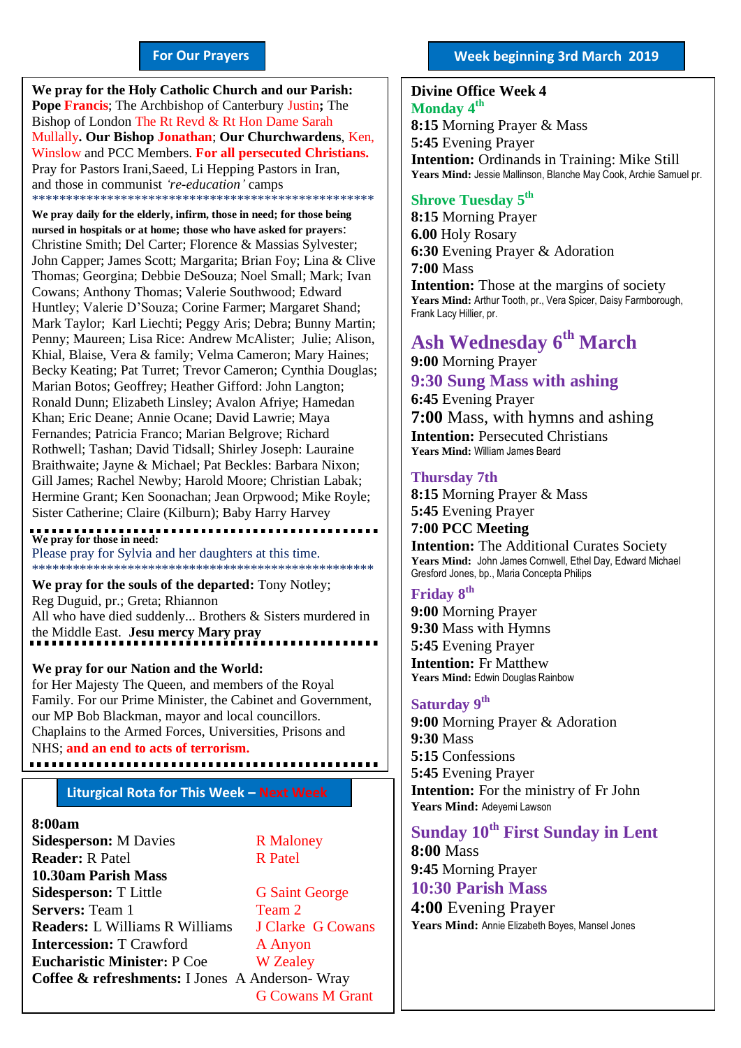## For Our Prayers

**We pray for the Holy Catholic Church and our Parish:** **Pope Francis**; The Archbishop of Canterbury Justin**;** The Bishop of London The Rt Revd & Rt Hon Dame Sarah Mullally**. Our Bishop Jonathan**; **Our Churchwardens**, Ken, Winslow and PCC Members. **For all persecuted Christians.** Pray for Pastors Irani,Saeed, Li Hepping Pastors in Iran, and those in communist *'re-education'* camps

\*\*\*\*\*\*\*\*\*\*\*\*\*\*\*\*\*\*\*\*\*\*\*\*\*\*\*\*\*\*\*\*\*\*\*\*\*\*\*\*\*\*\*\*\*\*\*\*\*\*\*\*\*

**We pray daily for the elderly, infirm, those in need; for those being nursed in hospitals or at home; those who have asked for prayers**: Christine Smith; Del Carter; Florence & Massias Sylvester; John Capper; James Scott; Margarita; Brian Foy; Lina & Clive Thomas; Georgina; Debbie DeSouza; Noel Small; Mark; Ivan Cowans; Anthony Thomas; Valerie Southwood; Edward Huntley; Valerie D'Souza; Corine Farmer; Margaret Shand; Mark Taylor; Karl Liechti; Peggy Aris; Debra; Bunny Martin; Penny; Maureen; Lisa Rice: Andrew McAlister; Julie; Alison, Khial, Blaise, Vera & family; Velma Cameron; Mary Haines; Becky Keating; Pat Turret; Trevor Cameron; Cynthia Douglas; Marian Botos; Geoffrey; Heather Gifford: John Langton; Ronald Dunn; Elizabeth Linsley; Avalon Afriye; Hamedan Khan; Eric Deane; Annie Ocane; David Lawrie; Maya Fernandes; Patricia Franco; Marian Belgrove; Richard Rothwell; Tashan; David Tidsall; Shirley Joseph: Lauraine Braithwaite; Jayne & Michael; Pat Beckles: Barbara Nixon; Gill James; Rachel Newby; Harold Moore; Christian Labak; Hermine Grant; Ken Soonachan; Jean Orpwood; Mike Royle; Sister Catherine; Claire (Kilburn); Baby Harry Harvey

**We pray for those in need:**
Please pray for Sylvia and her daughters at this time.

\*\*\*\*\*\*\*\*\*\*\*\*\*\*\*\*\*\*\*\*\*\*\*\*\*\*\*\*\*\*\*\*\*\*\*\*\*\*\*\*\*\*\*\*\*\*\*\*\*\*\*\*\*

**We pray for the souls of the departed:** Tony Notley; Reg Duguid, pr.; Greta; Rhiannon
All who have died suddenly... Brothers & Sisters murdered in the Middle East. **Jesu mercy Mary pray**

**We pray for our Nation and the World:**
for Her Majesty The Queen, and members of the Royal Family. For our Prime Minister, the Cabinet and Government, our MP Bob Blackman, mayor and local councillors. Chaplains to the Armed Forces, Universities, Prisons and NHS; **and an end to acts of terrorism.**

## Liturgical Rota for This Week – Next Week

| | This Week | Next Week |
|---|---|---|
| **8:00am** | | |
| **Sidesperson:** | M Davies | R Maloney |
| **Reader:** | R Patel | R Patel |
| **10.30am Parish Mass** | | |
| **Sidesperson:** | T Little | G Saint George |
| **Servers:** | Team 1 | Team 2 |
| **Readers:** | L Williams R Williams | J Clarke G Cowans |
| **Intercession:** | T Crawford | A Anyon |
| **Eucharistic Minister:** | P Coe | W Zealey |
| **Coffee & refreshments:** | I Jones A Anderson- Wray | G Cowans M Grant |

## Week beginning 3rd March 2019

**Divine Office Week 4**

### Monday 4th
**8:15** Morning Prayer & Mass
**5:45** Evening Prayer
**Intention:** Ordinands in Training: Mike Still
**Years Mind:** Jessie Mallinson, Blanche May Cook, Archie Samuel pr.

### Shrove Tuesday 5th
**8:15** Morning Prayer
**6.00** Holy Rosary
**6:30** Evening Prayer & Adoration
**7:00** Mass
**Intention:** Those at the margins of society
**Years Mind:** Arthur Tooth, pr., Vera Spicer, Daisy Farmborough, Frank Lacy Hillier, pr.

### Ash Wednesday 6th March
**9:00** Morning Prayer
**9:30 Sung Mass with ashing**
**6:45** Evening Prayer
**7:00** Mass, with hymns and ashing
**Intention:** Persecuted Christians
**Years Mind:** William James Beard

### Thursday 7th
**8:15** Morning Prayer & Mass
**5:45** Evening Prayer
**7:00 PCC Meeting**
**Intention:** The Additional Curates Society
**Years Mind:** John James Cornwell, Ethel Day, Edward Michael Gresford Jones, bp., Maria Concepta Philips

### Friday 8th
**9:00** Morning Prayer
**9:30** Mass with Hymns
**5:45** Evening Prayer
**Intention:** Fr Matthew
**Years Mind:** Edwin Douglas Rainbow

### Saturday 9th
**9:00** Morning Prayer & Adoration
**9:30** Mass
**5:15** Confessions
**5:45** Evening Prayer
**Intention:** For the ministry of Fr John
**Years Mind:** Adeyemi Lawson

### Sunday 10th First Sunday in Lent
**8:00** Mass
**9:45** Morning Prayer
**10:30 Parish Mass**
**4:00** Evening Prayer
**Years Mind:** Annie Elizabeth Boyes, Mansel Jones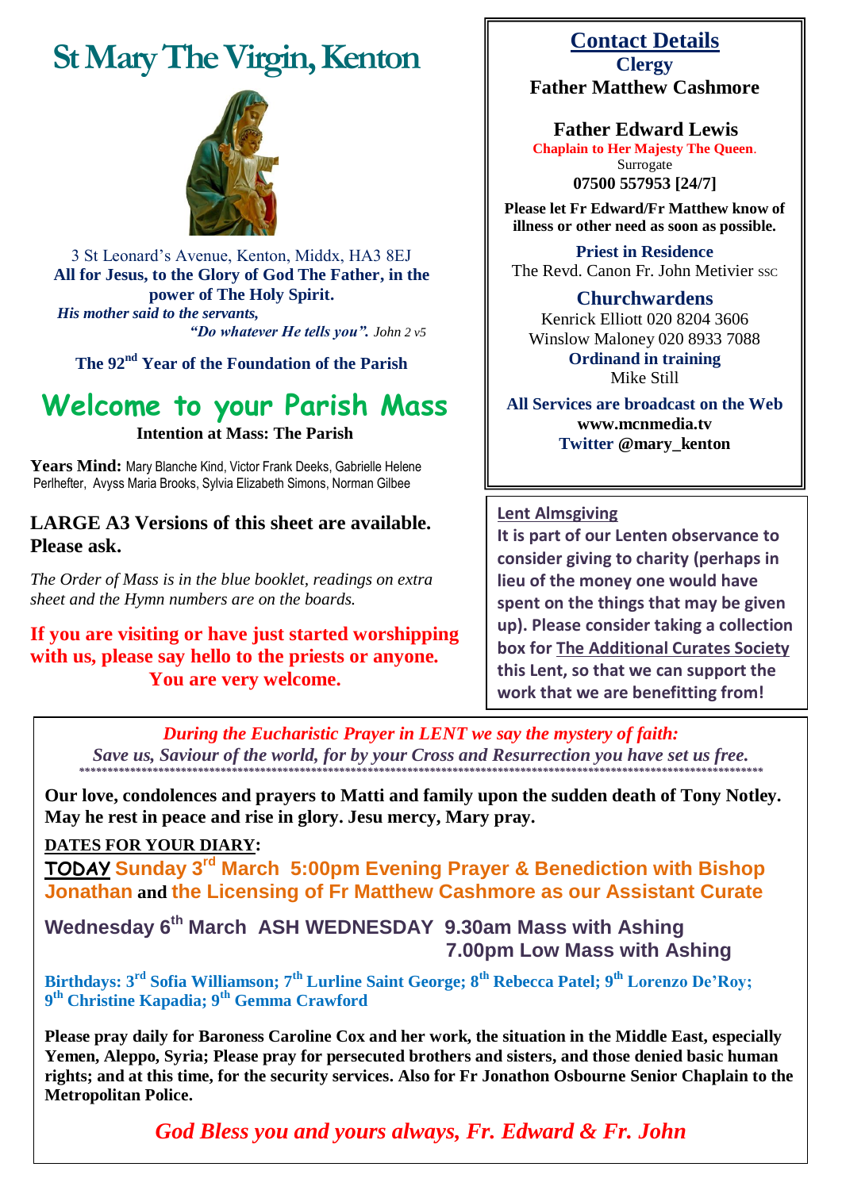# St Mary The Virgin, Kenton

3 St Leonard's Avenue, Kenton, Middx, HA3 8EJ

**All for Jesus, to the Glory of God The Father, in the power of The Holy Spirit.**

***His mother said to the servants,***

***"Do whatever He tells you".*** *John 2 v5*

**The 92nd Year of the Foundation of the Parish**

## Welcome to your Parish Mass

**Intention at Mass: The Parish**

**Years Mind:** Mary Blanche Kind, Victor Frank Deeks, Gabrielle Helene Perlhefter, Avyss Maria Brooks, Sylvia Elizabeth Simons, Norman Gilbee

**LARGE A3 Versions of this sheet are available. Please ask.**

*The Order of Mass is in the blue booklet, readings on extra sheet and the Hymn numbers are on the boards.*

**If you are visiting or have just started worshipping with us, please say hello to the priests or anyone. You are very welcome.**

## Contact Details

**Clergy**

**Father Matthew Cashmore**

**Father Edward Lewis**

**Chaplain to Her Majesty The Queen.**

Surrogate

**07500 557953 [24/7]**

**Please let Fr Edward/Fr Matthew know of illness or other need as soon as possible.**

**Priest in Residence**

The Revd. Canon Fr. John Metivier SSC

**Churchwardens**

Kenrick Elliott 020 8204 3606

Winslow Maloney 020 8933 7088

**Ordinand in training**

Mike Still

**All Services are broadcast on the Web**

**www.mcnmedia.tv**

**Twitter @mary_kenton**

**Lent Almsgiving**

**It is part of our Lenten observance to consider giving to charity (perhaps in lieu of the money one would have spent on the things that may be given up). Please consider taking a collection box for The Additional Curates Society this Lent, so that we can support the work that we are benefitting from!**

***During the Eucharistic Prayer in LENT we say the mystery of faith:***

***Save us, Saviour of the world, for by your Cross and Resurrection you have set us free.***

**Our love, condolences and prayers to Matti and family upon the sudden death of Tony Notley. May he rest in peace and rise in glory. Jesu mercy, Mary pray.**

**DATES FOR YOUR DIARY:**

**TODAY Sunday 3rd March 5:00pm Evening Prayer & Benediction with Bishop Jonathan and the Licensing of Fr Matthew Cashmore as our Assistant Curate**

**Wednesday 6th March ASH WEDNESDAY 9.30am Mass with Ashing**

**7.00pm Low Mass with Ashing**

**Birthdays: 3rd Sofia Williamson; 7th Lurline Saint George; 8th Rebecca Patel; 9th Lorenzo De'Roy; 9th Christine Kapadia; 9th Gemma Crawford**

**Please pray daily for Baroness Caroline Cox and her work, the situation in the Middle East, especially Yemen, Aleppo, Syria; Please pray for persecuted brothers and sisters, and those denied basic human rights; and at this time, for the security services. Also for Fr Jonathon Osbourne Senior Chaplain to the Metropolitan Police.**

*God Bless you and yours always, Fr. Edward & Fr. John*